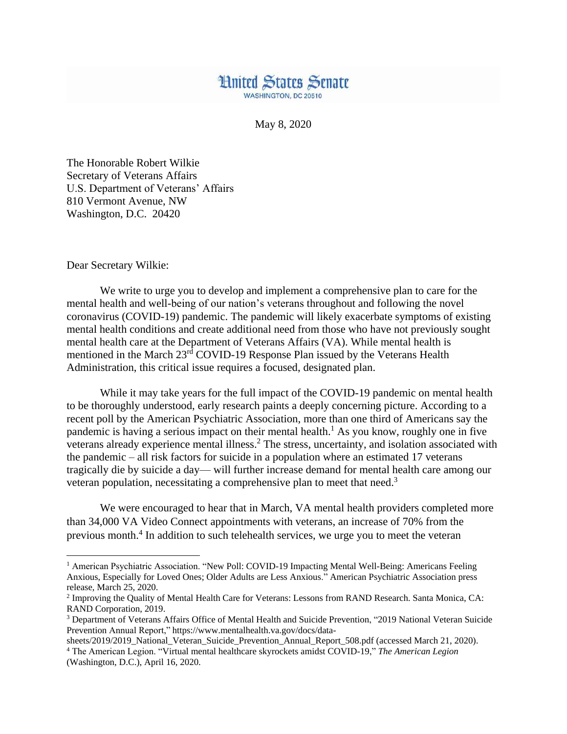United States Senate
WASHINGTON, DC 20510

May 8, 2020

The Honorable Robert Wilkie
Secretary of Veterans Affairs
U.S. Department of Veterans' Affairs
810 Vermont Avenue, NW
Washington, D.C. 20420

Dear Secretary Wilkie:

We write to urge you to develop and implement a comprehensive plan to care for the mental health and well-being of our nation's veterans throughout and following the novel coronavirus (COVID-19) pandemic. The pandemic will likely exacerbate symptoms of existing mental health conditions and create additional need from those who have not previously sought mental health care at the Department of Veterans Affairs (VA). While mental health is mentioned in the March 23rd COVID-19 Response Plan issued by the Veterans Health Administration, this critical issue requires a focused, designated plan.

While it may take years for the full impact of the COVID-19 pandemic on mental health to be thoroughly understood, early research paints a deeply concerning picture. According to a recent poll by the American Psychiatric Association, more than one third of Americans say the pandemic is having a serious impact on their mental health.[1] As you know, roughly one in five veterans already experience mental illness.[2] The stress, uncertainty, and isolation associated with the pandemic – all risk factors for suicide in a population where an estimated 17 veterans tragically die by suicide a day— will further increase demand for mental health care among our veteran population, necessitating a comprehensive plan to meet that need.[3]

We were encouraged to hear that in March, VA mental health providers completed more than 34,000 VA Video Connect appointments with veterans, an increase of 70% from the previous month.[4] In addition to such telehealth services, we urge you to meet the veteran

---

[1] American Psychiatric Association. "New Poll: COVID-19 Impacting Mental Well-Being: Americans Feeling Anxious, Especially for Loved Ones; Older Adults are Less Anxious." American Psychiatric Association press release, March 25, 2020.

[2] Improving the Quality of Mental Health Care for Veterans: Lessons from RAND Research. Santa Monica, CA: RAND Corporation, 2019.

[3] Department of Veterans Affairs Office of Mental Health and Suicide Prevention, "2019 National Veteran Suicide Prevention Annual Report," https://www.mentalhealth.va.gov/docs/data-sheets/2019/2019_National_Veteran_Suicide_Prevention_Annual_Report_508.pdf (accessed March 21, 2020).

[4] The American Legion. "Virtual mental healthcare skyrockets amidst COVID-19," *The American Legion* (Washington, D.C.), April 16, 2020.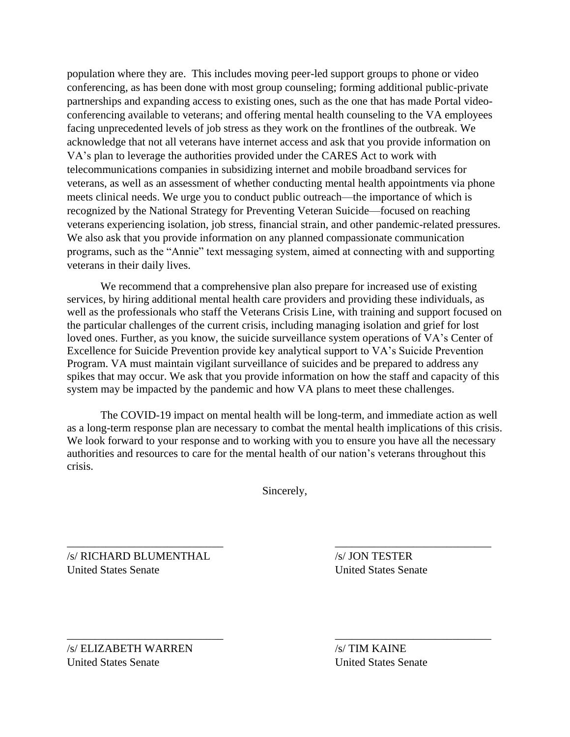population where they are. This includes moving peer-led support groups to phone or video conferencing, as has been done with most group counseling; forming additional public-private partnerships and expanding access to existing ones, such as the one that has made Portal video-conferencing available to veterans; and offering mental health counseling to the VA employees facing unprecedented levels of job stress as they work on the frontlines of the outbreak. We acknowledge that not all veterans have internet access and ask that you provide information on VA's plan to leverage the authorities provided under the CARES Act to work with telecommunications companies in subsidizing internet and mobile broadband services for veterans, as well as an assessment of whether conducting mental health appointments via phone meets clinical needs. We urge you to conduct public outreach—the importance of which is recognized by the National Strategy for Preventing Veteran Suicide—focused on reaching veterans experiencing isolation, job stress, financial strain, and other pandemic-related pressures. We also ask that you provide information on any planned compassionate communication programs, such as the "Annie" text messaging system, aimed at connecting with and supporting veterans in their daily lives.

We recommend that a comprehensive plan also prepare for increased use of existing services, by hiring additional mental health care providers and providing these individuals, as well as the professionals who staff the Veterans Crisis Line, with training and support focused on the particular challenges of the current crisis, including managing isolation and grief for lost loved ones. Further, as you know, the suicide surveillance system operations of VA's Center of Excellence for Suicide Prevention provide key analytical support to VA's Suicide Prevention Program. VA must maintain vigilant surveillance of suicides and be prepared to address any spikes that may occur. We ask that you provide information on how the staff and capacity of this system may be impacted by the pandemic and how VA plans to meet these challenges.

The COVID-19 impact on mental health will be long-term, and immediate action as well as a long-term response plan are necessary to combat the mental health implications of this crisis. We look forward to your response and to working with you to ensure you have all the necessary authorities and resources to care for the mental health of our nation's veterans throughout this crisis.

Sincerely,

/s/ RICHARD BLUMENTHAL
United States Senate

/s/ JON TESTER
United States Senate

/s/ ELIZABETH WARREN
United States Senate

/s/ TIM KAINE
United States Senate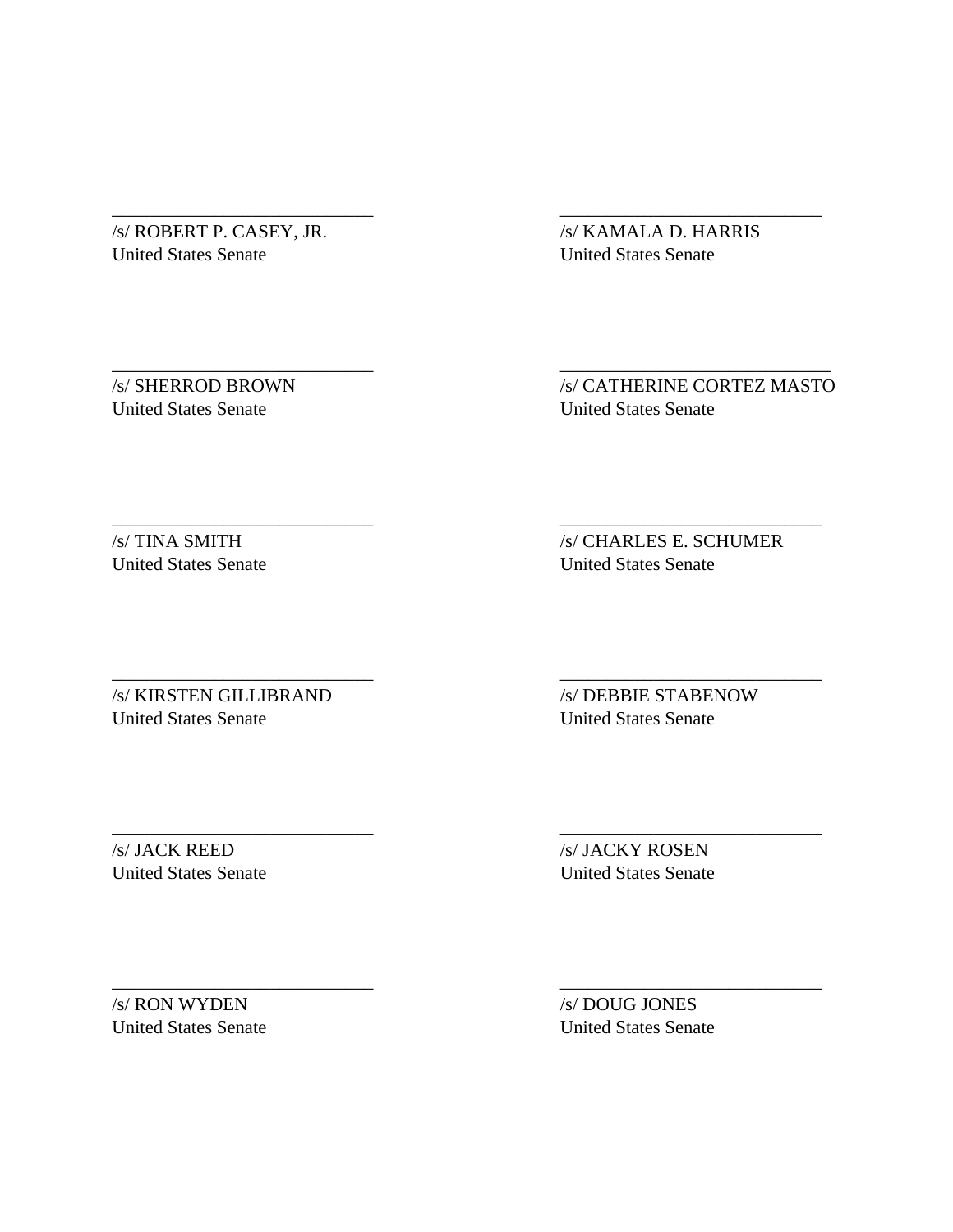\_\_\_\_\_\_\_\_\_\_\_\_\_\_\_\_\_\_\_\_\_\_\_\_\_\_\_\_
/s/ ROBERT P. CASEY, JR.
United States Senate

\_\_\_\_\_\_\_\_\_\_\_\_\_\_\_\_\_\_\_\_\_\_\_\_\_\_\_\_
/s/ KAMALA D. HARRIS
United States Senate

\_\_\_\_\_\_\_\_\_\_\_\_\_\_\_\_\_\_\_\_\_\_\_\_\_\_\_\_
/s/ SHERROD BROWN
United States Senate

\_\_\_\_\_\_\_\_\_\_\_\_\_\_\_\_\_\_\_\_\_\_\_\_\_\_\_\_
/s/ CATHERINE CORTEZ MASTO
United States Senate

\_\_\_\_\_\_\_\_\_\_\_\_\_\_\_\_\_\_\_\_\_\_\_\_\_\_\_\_
/s/ TINA SMITH
United States Senate

\_\_\_\_\_\_\_\_\_\_\_\_\_\_\_\_\_\_\_\_\_\_\_\_\_\_\_\_
/s/ CHARLES E. SCHUMER
United States Senate

\_\_\_\_\_\_\_\_\_\_\_\_\_\_\_\_\_\_\_\_\_\_\_\_\_\_\_\_
/s/ KIRSTEN GILLIBRAND
United States Senate

\_\_\_\_\_\_\_\_\_\_\_\_\_\_\_\_\_\_\_\_\_\_\_\_\_\_\_\_
/s/ DEBBIE STABENOW
United States Senate

\_\_\_\_\_\_\_\_\_\_\_\_\_\_\_\_\_\_\_\_\_\_\_\_\_\_\_\_
/s/ JACK REED
United States Senate

\_\_\_\_\_\_\_\_\_\_\_\_\_\_\_\_\_\_\_\_\_\_\_\_\_\_\_\_
/s/ JACKY ROSEN
United States Senate

\_\_\_\_\_\_\_\_\_\_\_\_\_\_\_\_\_\_\_\_\_\_\_\_\_\_\_\_
/s/ RON WYDEN
United States Senate

\_\_\_\_\_\_\_\_\_\_\_\_\_\_\_\_\_\_\_\_\_\_\_\_\_\_\_\_
/s/ DOUG JONES
United States Senate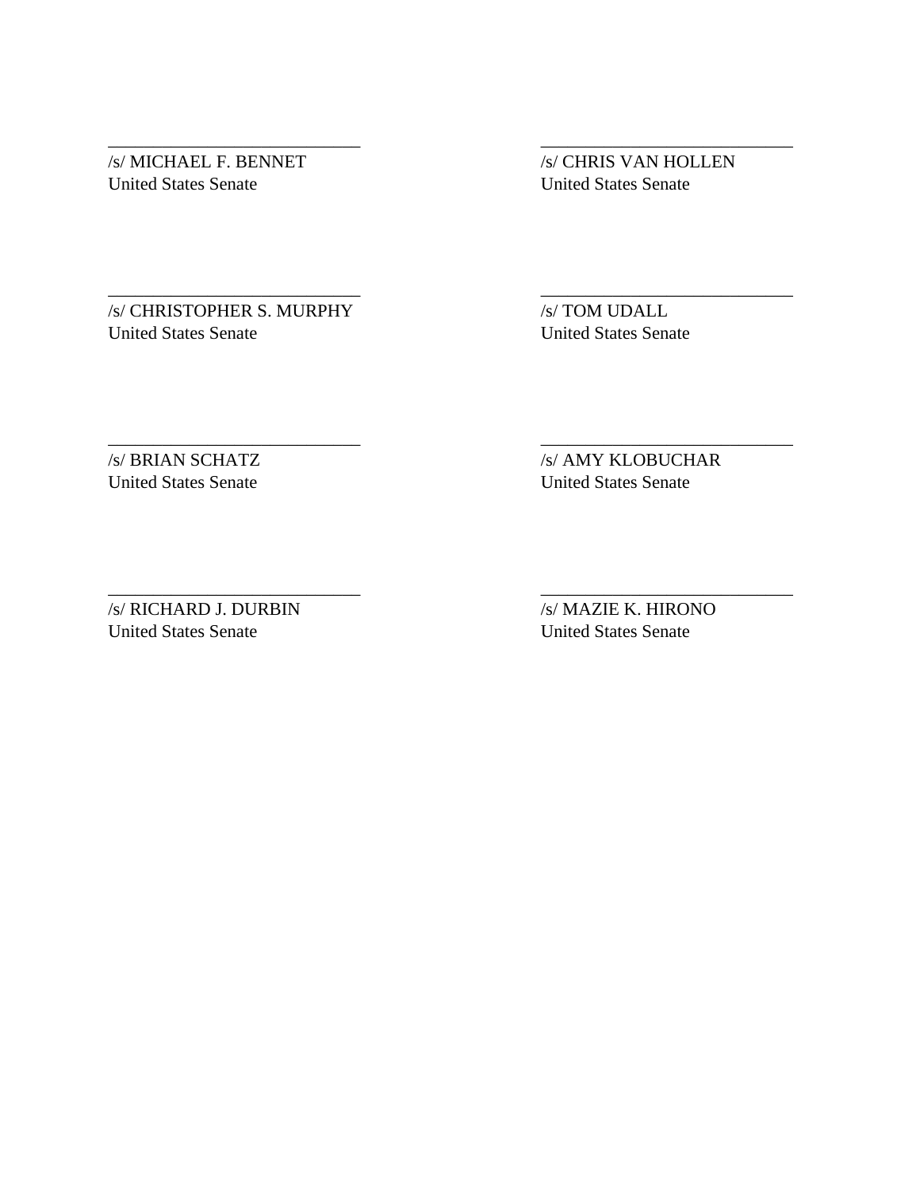\_\_\_\_\_\_\_\_\_\_\_\_\_\_\_\_\_\_\_\_\_\_\_\_\_\_\_
/s/ MICHAEL F. BENNET
United States Senate

\_\_\_\_\_\_\_\_\_\_\_\_\_\_\_\_\_\_\_\_\_\_\_\_\_\_\_
/s/ CHRIS VAN HOLLEN
United States Senate

\_\_\_\_\_\_\_\_\_\_\_\_\_\_\_\_\_\_\_\_\_\_\_\_\_\_\_
/s/ CHRISTOPHER S. MURPHY
United States Senate

\_\_\_\_\_\_\_\_\_\_\_\_\_\_\_\_\_\_\_\_\_\_\_\_\_\_\_
/s/ TOM UDALL
United States Senate

\_\_\_\_\_\_\_\_\_\_\_\_\_\_\_\_\_\_\_\_\_\_\_\_\_\_\_
/s/ BRIAN SCHATZ
United States Senate

\_\_\_\_\_\_\_\_\_\_\_\_\_\_\_\_\_\_\_\_\_\_\_\_\_\_\_
/s/ AMY KLOBUCHAR
United States Senate

\_\_\_\_\_\_\_\_\_\_\_\_\_\_\_\_\_\_\_\_\_\_\_\_\_\_\_
/s/ RICHARD J. DURBIN
United States Senate

\_\_\_\_\_\_\_\_\_\_\_\_\_\_\_\_\_\_\_\_\_\_\_\_\_\_\_
/s/ MAZIE K. HIRONO
United States Senate